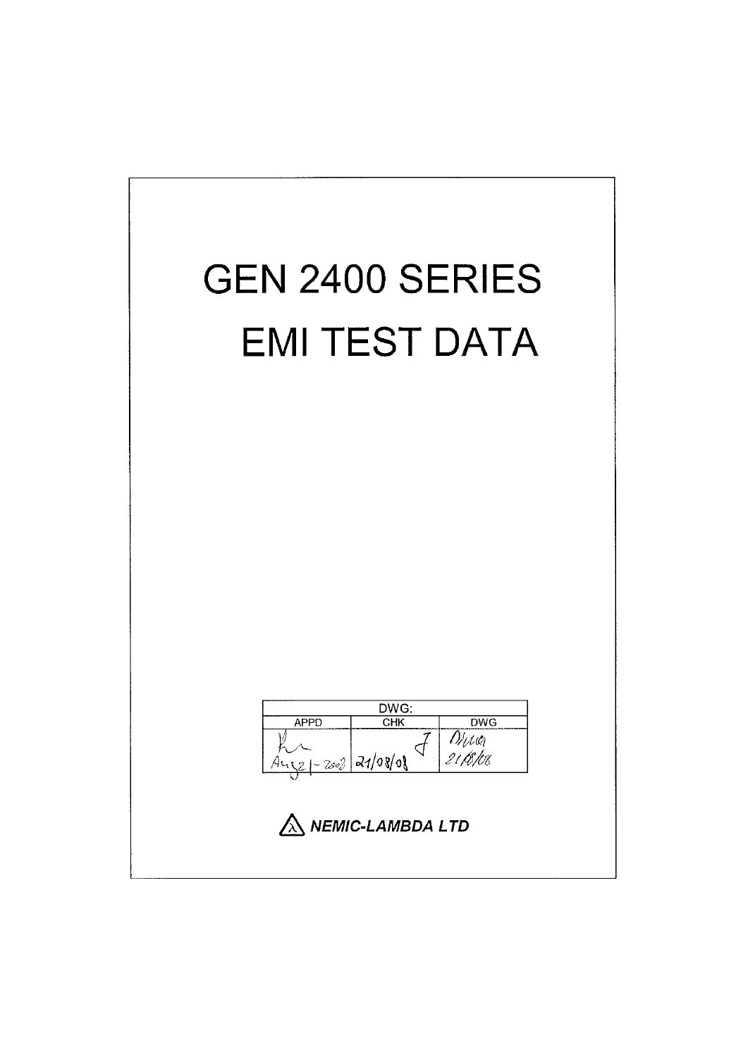# GEN 2400 SERIES

# EMI TEST DATA

| DWG: | | |
|---|---|---|
| APPD | CHK | DWG |
| Aug 21 - 2008 | 21/08/08 | Dina 21/08/08 |

***NEMIC-LAMBDA LTD***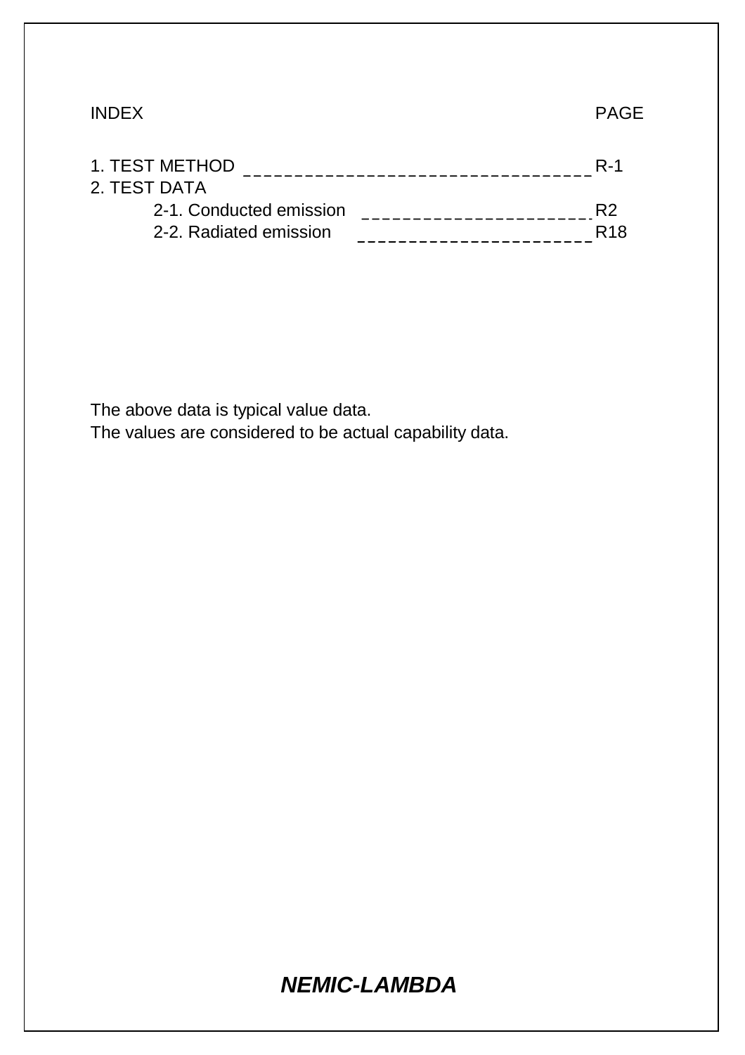| INDEX | PAGE |
|---|---|
| 1. TEST METHOD | R-1 |
| 2. TEST DATA | |
| 2-1. Conducted emission | R2 |
| 2-2. Radiated emission | R18 |

The above data is typical value data.
The values are considered to be actual capability data.

***NEMIC-LAMBDA***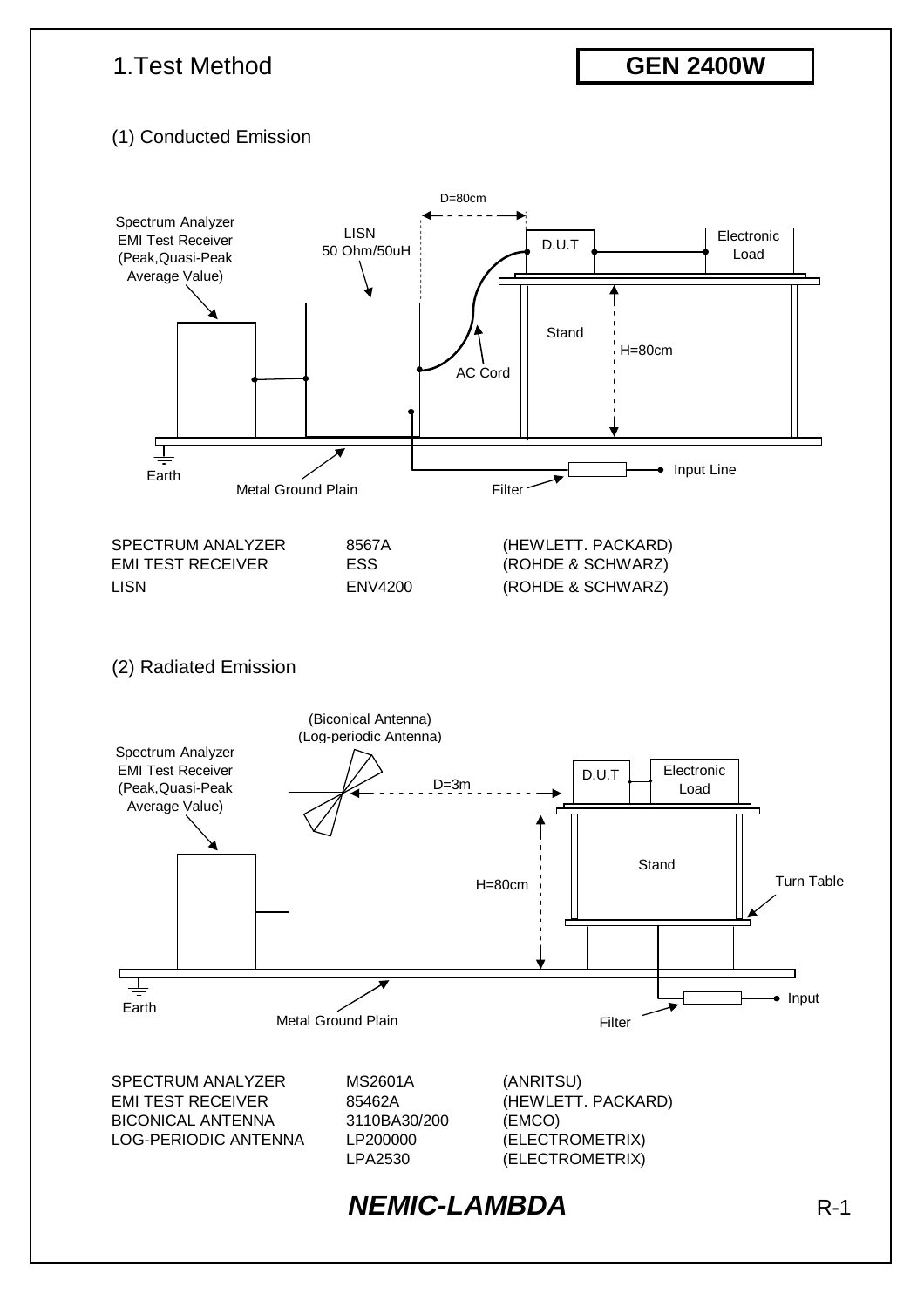# 1.Test Method

**GEN 2400W**

## (1) Conducted Emission

Spectrum Analyzer
EMI Test Receiver
(Peak,Quasi-Peak
Average Value)

LISN
50 Ohm/50uH

D=80cm

D.U.T

Electronic Load

Stand

H=80cm

AC Cord

Earth

Metal Ground Plain

Filter

Input Line

| | | |
|---|---|---|
| SPECTRUM ANALYZER | 8567A | (HEWLETT. PACKARD) |
| EMI TEST RECEIVER | ESS | (ROHDE & SCHWARZ) |
| LISN | ENV4200 | (ROHDE & SCHWARZ) |

## (2) Radiated Emission

(Biconical Antenna)
(Log-periodic Antenna)

Spectrum Analyzer
EMI Test Receiver
(Peak,Quasi-Peak
Average Value)

D=3m

D.U.T

Electronic Load

Stand

H=80cm

Turn Table

Earth

Metal Ground Plain

Filter

Input

| | | |
|---|---|---|
| SPECTRUM ANALYZER | MS2601A | (ANRITSU) |
| EMI TEST RECEIVER | 85462A | (HEWLETT. PACKARD) |
| BICONICAL ANTENNA | 3110BA30/200 | (EMCO) |
| LOG-PERIODIC ANTENNA | LP200000 | (ELECTROMETRIX) |
| | LPA2530 | (ELECTROMETRIX) |

***NEMIC-LAMBDA***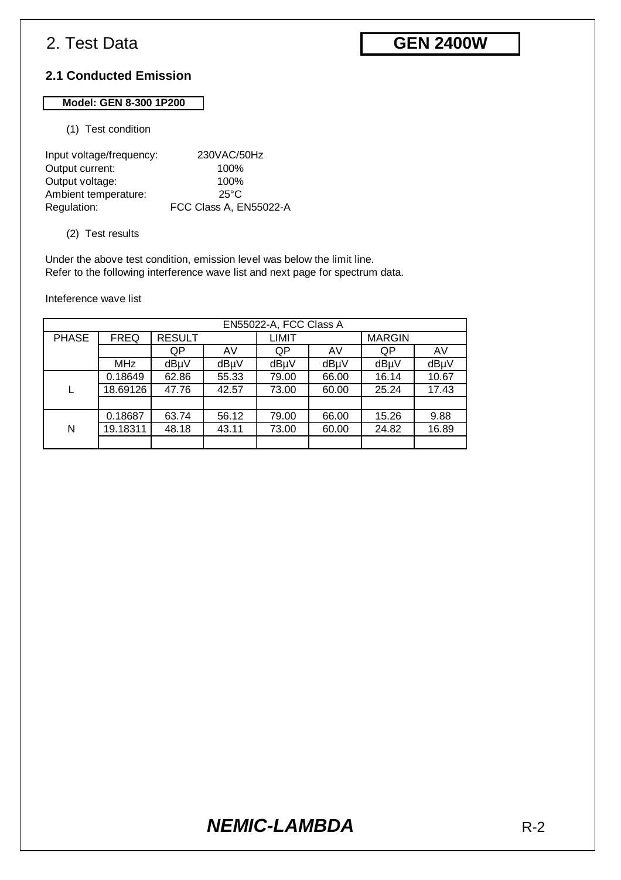# 2. Test Data

**GEN 2400W**

## 2.1 Conducted Emission

**Model: GEN 8-300 1P200**

(1) Test condition

Input voltage/frequency: 230VAC/50Hz
Output current: 100%
Output voltage: 100%
Ambient temperature: 25°C
Regulation: FCC Class A, EN55022-A

(2) Test results

Under the above test condition, emission level was below the limit line.
Refer to the following interference wave list and next page for spectrum data.

Inteference wave list

| EN55022-A, FCC Class A | | | | | | | |
|---|---|---|---|---|---|---|---|
| PHASE | FREQ | RESULT | | LIMIT | | MARGIN | |
| | | QP | AV | QP | AV | QP | AV |
| | MHz | dBμV | dBμV | dBμV | dBμV | dBμV | dBμV |
| L | 0.18649 | 62.86 | 55.33 | 79.00 | 66.00 | 16.14 | 10.67 |
| | 18.69126 | 47.76 | 42.57 | 73.00 | 60.00 | 25.24 | 17.43 |
| | | | | | | | |
| N | 0.18687 | 63.74 | 56.12 | 79.00 | 66.00 | 15.26 | 9.88 |
| | 19.18311 | 48.18 | 43.11 | 73.00 | 60.00 | 24.82 | 16.89 |
| | | | | | | | |

***NEMIC-LAMBDA***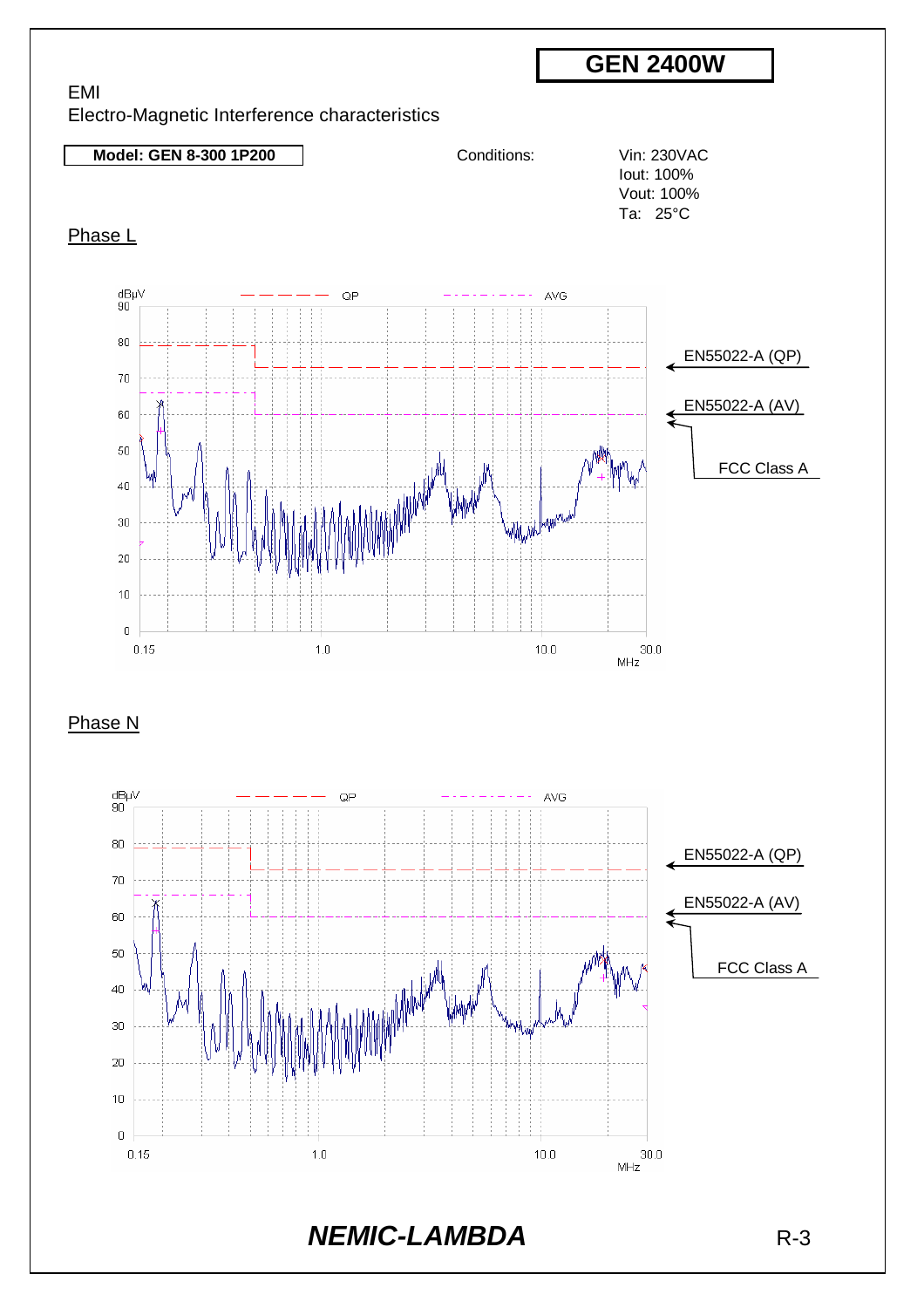# GEN 2400W

EMI

Electro-Magnetic Interference characteristics

**Model: GEN 8-300 1P200**

Conditions:

Vin: 230VAC
Iout: 100%
Vout: 100%
Ta: 25°C

Phase L

dBμV — QP — AVG

EN55022-A (QP)

EN55022-A (AV)

FCC Class A

0.15 1.0 10.0 30.0 MHz

Phase N

dBμV — QP — AVG

EN55022-A (QP)

EN55022-A (AV)

FCC Class A

0.15 1.0 10.0 30.0 MHz

***NEMIC-LAMBDA***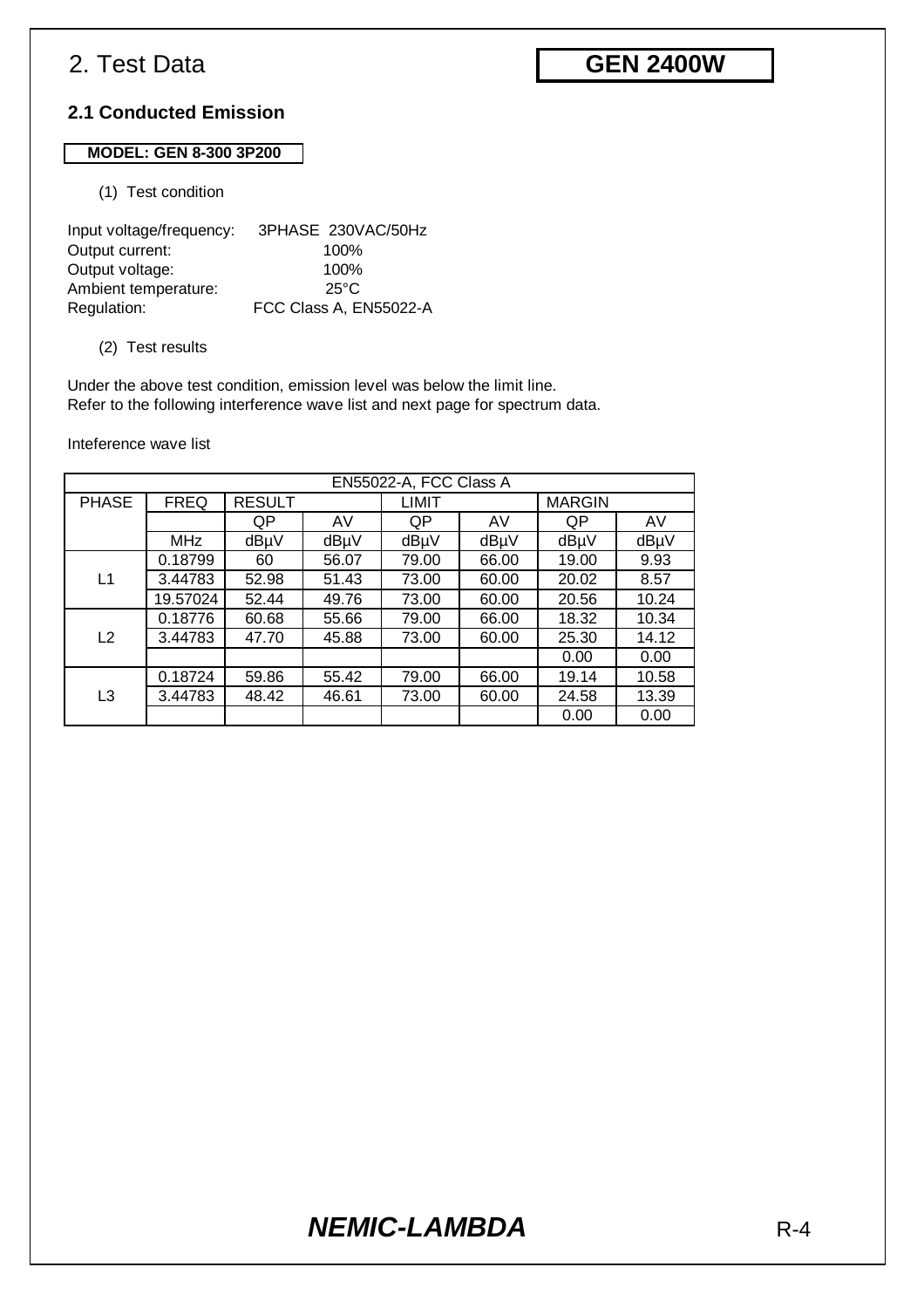# 2. Test Data

**GEN 2400W**

## 2.1 Conducted Emission

**MODEL: GEN 8-300 3P200**

(1) Test condition

Input voltage/frequency: 3PHASE 230VAC/50Hz
Output current: 100%
Output voltage: 100%
Ambient temperature: 25°C
Regulation: FCC Class A, EN55022-A

(2) Test results

Under the above test condition, emission level was below the limit line.
Refer to the following interference wave list and next page for spectrum data.

Inteference wave list

| EN55022-A, FCC Class A | | | | | | | |
|---|---|---|---|---|---|---|---|
| PHASE | FREQ | RESULT | | LIMIT | | MARGIN | |
| | | QP | AV | QP | AV | QP | AV |
| | MHz | dBμV | dBμV | dBμV | dBμV | dBμV | dBμV |
| L1 | 0.18799 | 60 | 56.07 | 79.00 | 66.00 | 19.00 | 9.93 |
| | 3.44783 | 52.98 | 51.43 | 73.00 | 60.00 | 20.02 | 8.57 |
| | 19.57024 | 52.44 | 49.76 | 73.00 | 60.00 | 20.56 | 10.24 |
| L2 | 0.18776 | 60.68 | 55.66 | 79.00 | 66.00 | 18.32 | 10.34 |
| | 3.44783 | 47.70 | 45.88 | 73.00 | 60.00 | 25.30 | 14.12 |
| | | | | | | 0.00 | 0.00 |
| L3 | 0.18724 | 59.86 | 55.42 | 79.00 | 66.00 | 19.14 | 10.58 |
| | 3.44783 | 48.42 | 46.61 | 73.00 | 60.00 | 24.58 | 13.39 |
| | | | | | | 0.00 | 0.00 |

***NEMIC-LAMBDA***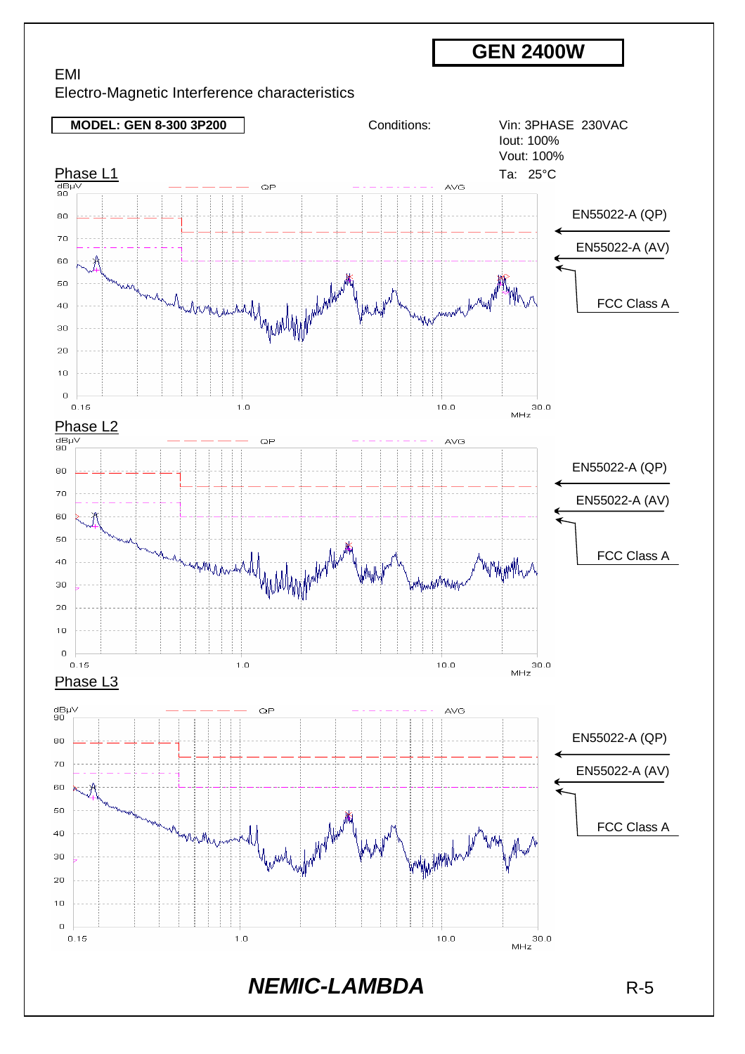# GEN 2400W

## EMI

Electro-Magnetic Interference characteristics

**MODEL: GEN 8-300 3P200**

Conditions:

Vin: 3PHASE 230VAC
Iout: 100%
Vout: 100%
Ta: 25°C

### Phase L1

dBμV — QP — AVG

EN55022-A (QP)

EN55022-A (AV)

FCC Class A

0.15 — 1.0 — 10.0 — 30.0 MHz

### Phase L2

dBμV — QP — AVG

EN55022-A (QP)

EN55022-A (AV)

FCC Class A

0.15 — 1.0 — 10.0 — 30.0 MHz

### Phase L3

dBμV — QP — AVG

EN55022-A (QP)

EN55022-A (AV)

FCC Class A

0.15 — 1.0 — 10.0 — 30.0 MHz

***NEMIC-LAMBDA***

R-5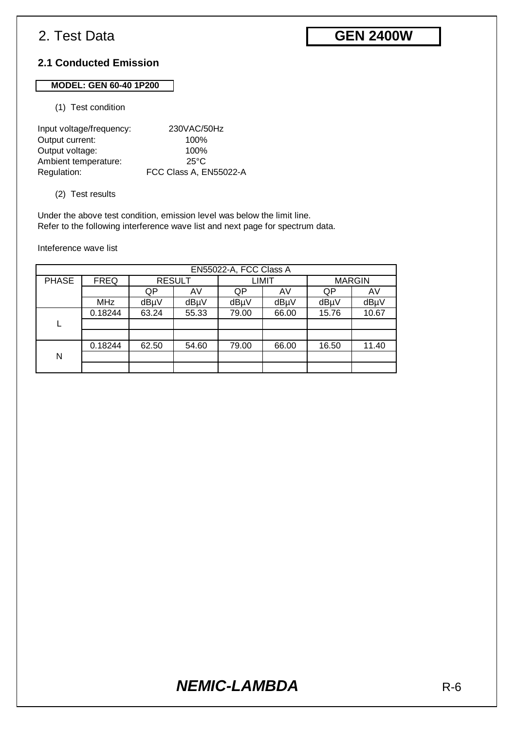# 2. Test Data

**GEN 2400W**

## 2.1 Conducted Emission

**MODEL: GEN 60-40 1P200**

(1) Test condition

| | |
|---|---|
| Input voltage/frequency: | 230VAC/50Hz |
| Output current: | 100% |
| Output voltage: | 100% |
| Ambient temperature: | 25°C |
| Regulation: | FCC Class A, EN55022-A |

(2) Test results

Under the above test condition, emission level was below the limit line.
Refer to the following interference wave list and next page for spectrum data.

Inteference wave list

| EN55022-A, FCC Class A | | | | | | | |
|---|---|---|---|---|---|---|---|
| PHASE | FREQ | RESULT | | LIMIT | | MARGIN | |
| | | QP | AV | QP | AV | QP | AV |
| | MHz | dBµV | dBµV | dBµV | dBµV | dBµV | dBµV |
| L | 0.18244 | 63.24 | 55.33 | 79.00 | 66.00 | 15.76 | 10.67 |
| | | | | | | | |
| | | | | | | | |
| N | 0.18244 | 62.50 | 54.60 | 79.00 | 66.00 | 16.50 | 11.40 |
| | | | | | | | |
| | | | | | | | |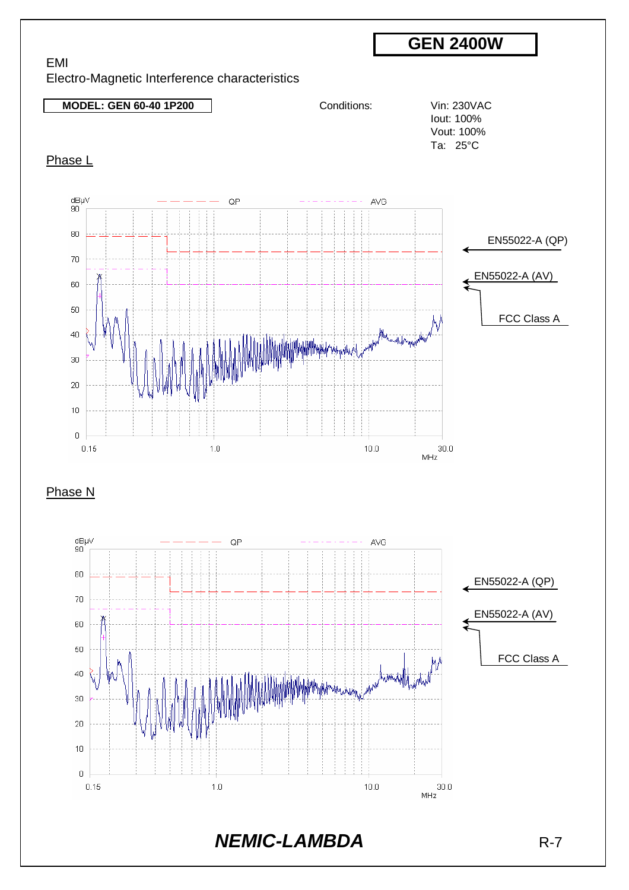# GEN 2400W

EMI

Electro-Magnetic Interference characteristics

**MODEL: GEN 60-40 1P200**

Conditions:

Vin: 230VAC
Iout: 100%
Vout: 100%
Ta: 25°C

## Phase L

dBµV — QP — AVG

EN55022-A (QP)

EN55022-A (AV)

FCC Class A

MHz: 0.15, 1.0, 10.0, 30.0

## Phase N

dBµV — QP — AVG

EN55022-A (QP)

EN55022-A (AV)

FCC Class A

MHz: 0.15, 1.0, 10.0, 30.0

***NEMIC-LAMBDA***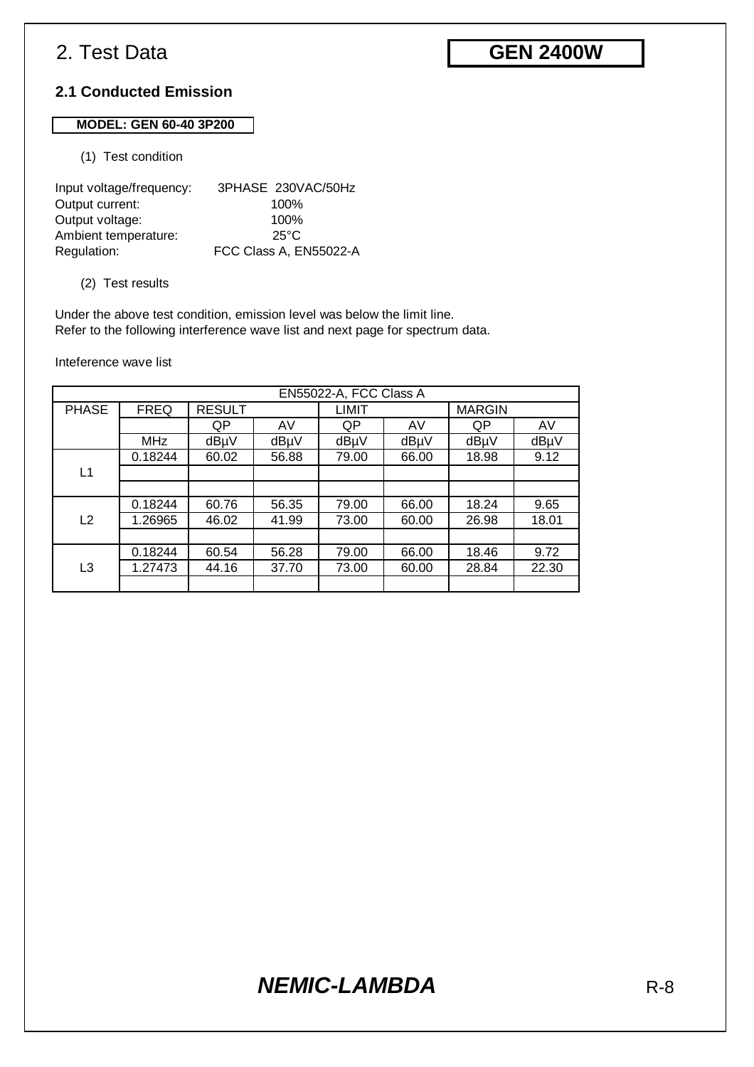# 2. Test Data

**GEN 2400W**

## 2.1 Conducted Emission

**MODEL: GEN 60-40 3P200**

(1) Test condition

Input voltage/frequency: 3PHASE 230VAC/50Hz
Output current: 100%
Output voltage: 100%
Ambient temperature: 25°C
Regulation: FCC Class A, EN55022-A

(2) Test results

Under the above test condition, emission level was below the limit line.
Refer to the following interference wave list and next page for spectrum data.

Inteference wave list

| EN55022-A, FCC Class A | | | | | | | |
|---|---|---|---|---|---|---|---|
| PHASE | FREQ | RESULT | | LIMIT | | MARGIN | |
| | | QP | AV | QP | AV | QP | AV |
| | MHz | dBμV | dBμV | dBμV | dBμV | dBμV | dBμV |
| L1 | 0.18244 | 60.02 | 56.88 | 79.00 | 66.00 | 18.98 | 9.12 |
| | | | | | | | |
| | | | | | | | |
| L2 | 0.18244 | 60.76 | 56.35 | 79.00 | 66.00 | 18.24 | 9.65 |
| | 1.26965 | 46.02 | 41.99 | 73.00 | 60.00 | 26.98 | 18.01 |
| | | | | | | | |
| L3 | 0.18244 | 60.54 | 56.28 | 79.00 | 66.00 | 18.46 | 9.72 |
| | 1.27473 | 44.16 | 37.70 | 73.00 | 60.00 | 28.84 | 22.30 |
| | | | | | | | |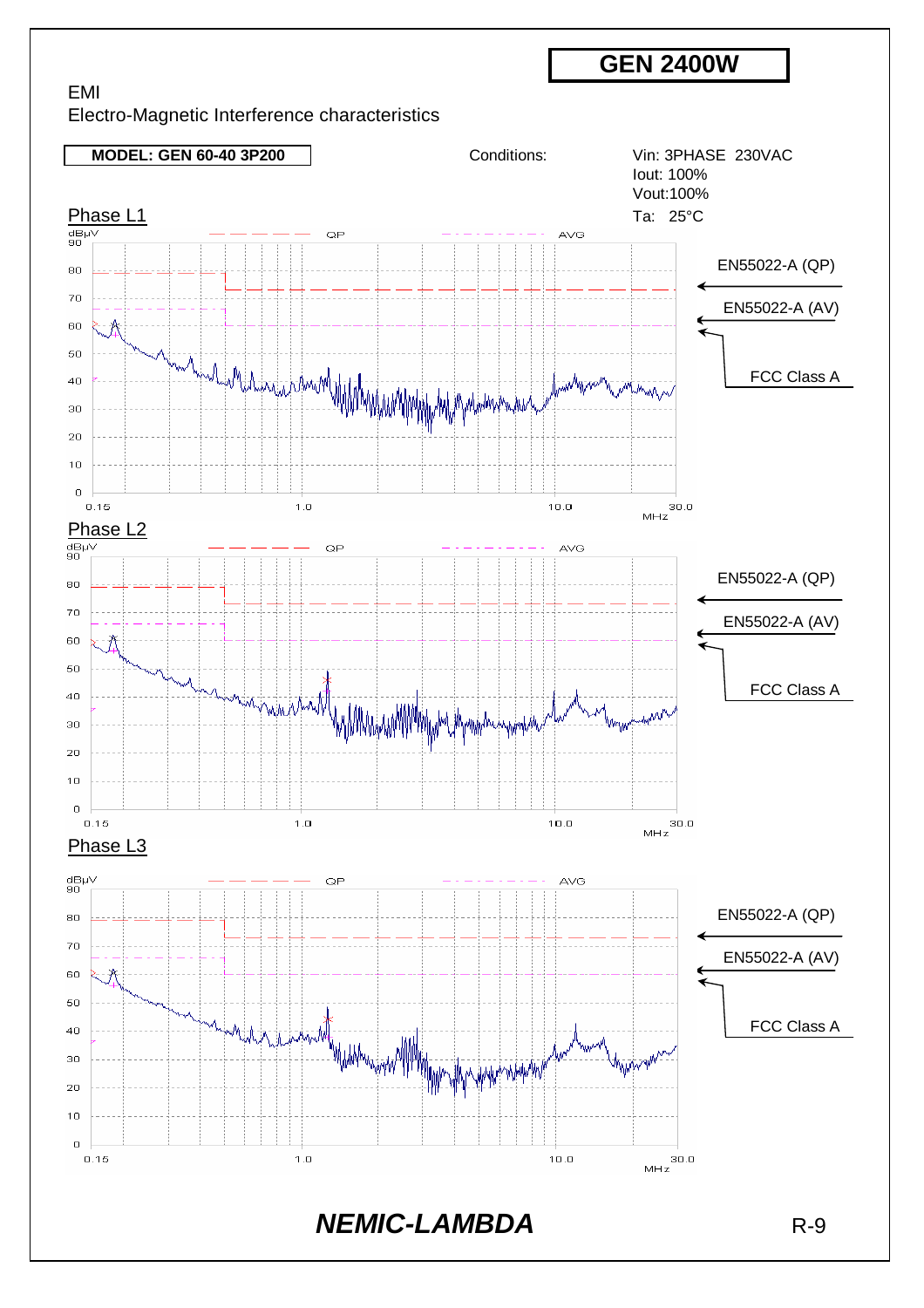# GEN 2400W

## EMI

Electro-Magnetic Interference characteristics

**MODEL: GEN 60-40 3P200**

Conditions:

Vin: 3PHASE 230VAC
Iout: 100%
Vout:100%
Ta: 25°C

### Phase L1

dBμV — QP — AVG

0.15 — 1.0 — 10.0 — 30.0 MHz

EN55022-A (QP)

EN55022-A (AV)

FCC Class A

### Phase L2

dBμV — QP — AVG

0.15 — 1.0 — 10.0 — 30.0 MHz

EN55022-A (QP)

EN55022-A (AV)

FCC Class A

### Phase L3

dBμV — QP — AVG

0.15 — 1.0 — 10.0 — 30.0 MHz

EN55022-A (QP)

EN55022-A (AV)

FCC Class A

***NEMIC-LAMBDA***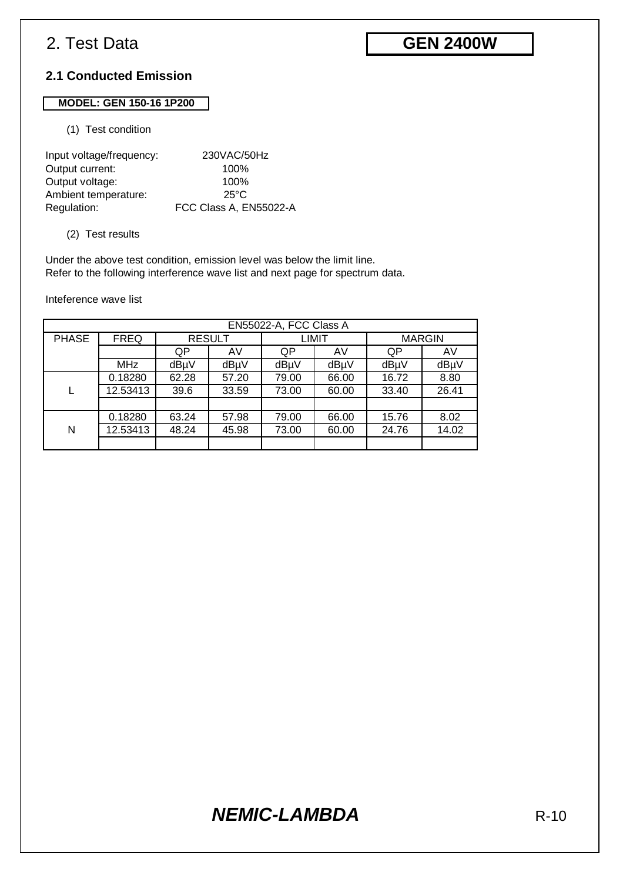# 2. Test Data

**GEN 2400W**

## 2.1 Conducted Emission

**MODEL: GEN 150-16 1P200**

(1) Test condition

Input voltage/frequency: 230VAC/50Hz
Output current: 100%
Output voltage: 100%
Ambient temperature: 25°C
Regulation: FCC Class A, EN55022-A

(2) Test results

Under the above test condition, emission level was below the limit line.
Refer to the following interference wave list and next page for spectrum data.

Inteference wave list

| EN55022-A, FCC Class A | | | | | | | |
|---|---|---|---|---|---|---|---|
| PHASE | FREQ | RESULT | | LIMIT | | MARGIN | |
| | | QP | AV | QP | AV | QP | AV |
| | MHz | dBμV | dBμV | dBμV | dBμV | dBμV | dBμV |
| L | 0.18280 | 62.28 | 57.20 | 79.00 | 66.00 | 16.72 | 8.80 |
| | 12.53413 | 39.6 | 33.59 | 73.00 | 60.00 | 33.40 | 26.41 |
| | | | | | | | |
| N | 0.18280 | 63.24 | 57.98 | 79.00 | 66.00 | 15.76 | 8.02 |
| | 12.53413 | 48.24 | 45.98 | 73.00 | 60.00 | 24.76 | 14.02 |
| | | | | | | | |

***NEMIC-LAMBDA***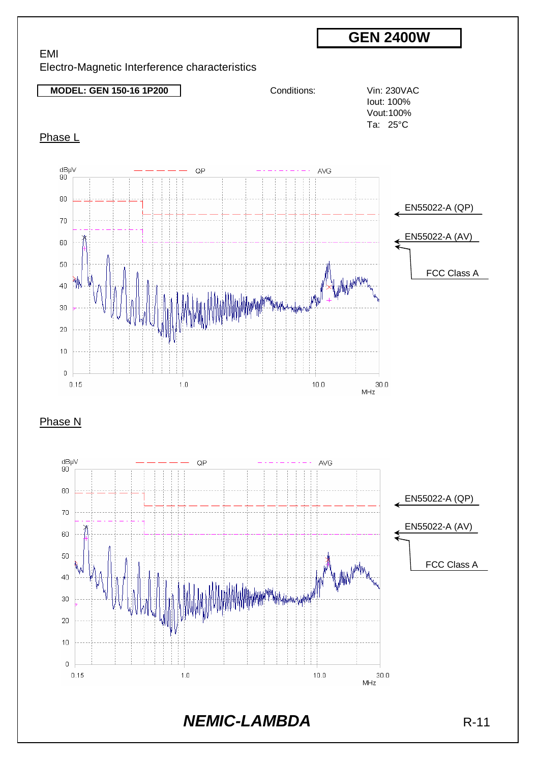# GEN 2400W

EMI

Electro-Magnetic Interference characteristics

**MODEL: GEN 150-16 1P200**

Conditions:

Vin: 230VAC
Iout: 100%
Vout:100%
Ta: 25°C

## Phase L

dBμV — QP — AVG

EN55022-A (QP)

EN55022-A (AV)

FCC Class A

## Phase N

dBμV — QP — AVG

EN55022-A (QP)

EN55022-A (AV)

FCC Class A

***NEMIC-LAMBDA***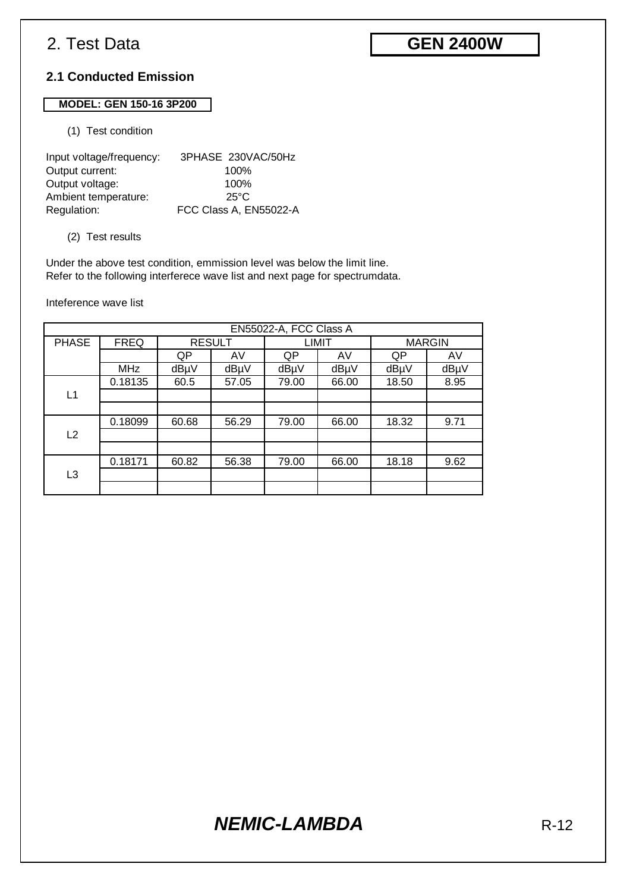# 2. Test Data

**GEN 2400W**

### 2.1 Conducted Emission

**MODEL: GEN 150-16 3P200**

(1) Test condition

Input voltage/frequency: 3PHASE 230VAC/50Hz
Output current: 100%
Output voltage: 100%
Ambient temperature: 25°C
Regulation: FCC Class A, EN55022-A

(2) Test results

Under the above test condition, emmission level was below the limit line.
Refer to the following interferece wave list and next page for spectrumdata.

Inteference wave list

| EN55022-A, FCC Class A | | | | | | | |
|---|---|---|---|---|---|---|---|
| PHASE | FREQ | RESULT | | LIMIT | | MARGIN | |
| | | QP | AV | QP | AV | QP | AV |
| | MHz | dBμV | dBμV | dBμV | dBμV | dBμV | dBμV |
| L1 | 0.18135 | 60.5 | 57.05 | 79.00 | 66.00 | 18.50 | 8.95 |
| | | | | | | | |
| | | | | | | | |
| L2 | 0.18099 | 60.68 | 56.29 | 79.00 | 66.00 | 18.32 | 9.71 |
| | | | | | | | |
| | | | | | | | |
| L3 | 0.18171 | 60.82 | 56.38 | 79.00 | 66.00 | 18.18 | 9.62 |
| | | | | | | | |
| | | | | | | | |

***NEMIC-LAMBDA***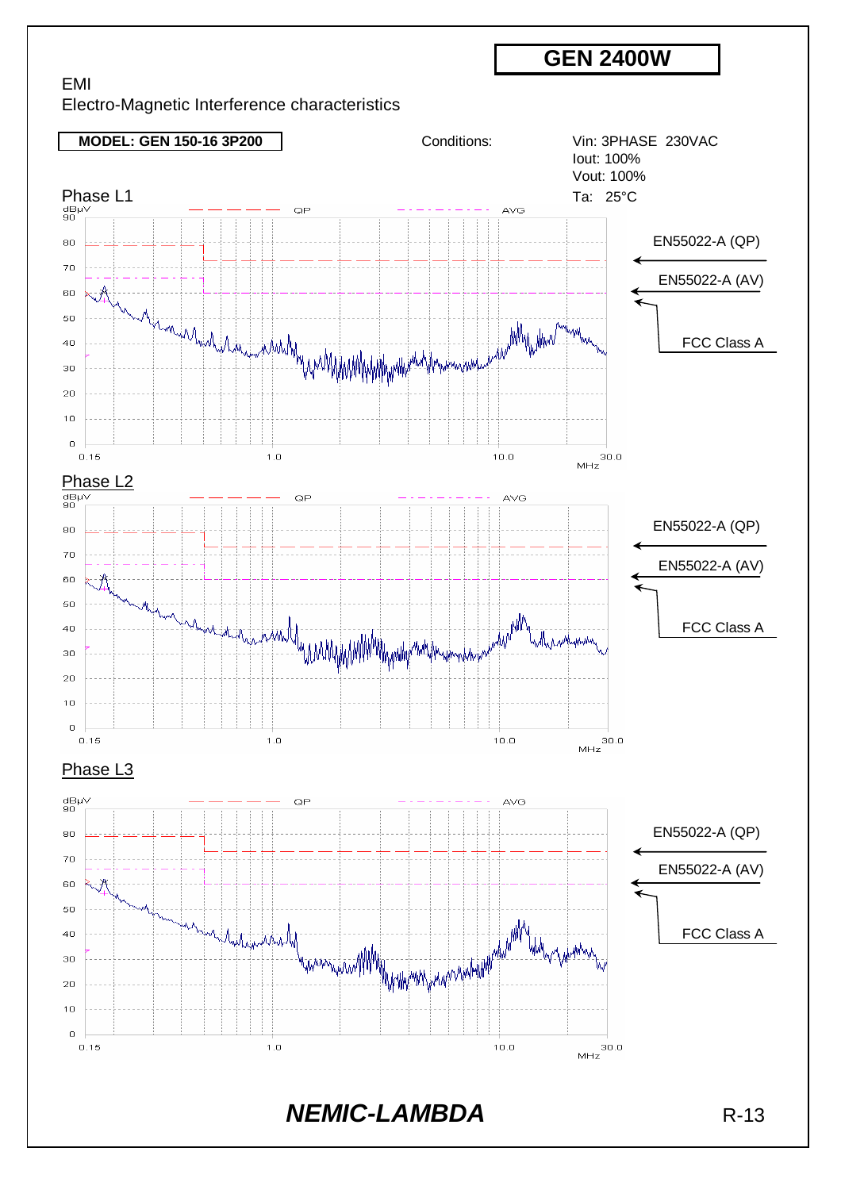# GEN 2400W

## EMI
Electro-Magnetic Interference characteristics

**MODEL: GEN 150-16 3P200**

Conditions:

Vin: 3PHASE 230VAC
Iout: 100%
Vout: 100%
Ta: 25°C

### Phase L1

dBμV — QP — AVG

EN55022-A (QP)
EN55022-A (AV)
FCC Class A

0.15 — 1.0 — 10.0 — 30.0 MHz

### Phase L2

dBμV — QP — AVG

EN55022-A (QP)
EN55022-A (AV)
FCC Class A

0.15 — 1.0 — 10.0 — 30.0 MHz

### Phase L3

dBμV — QP — AVG

EN55022-A (QP)
EN55022-A (AV)
FCC Class A

0.15 — 1.0 — 10.0 — 30.0 MHz

***NEMIC-LAMBDA***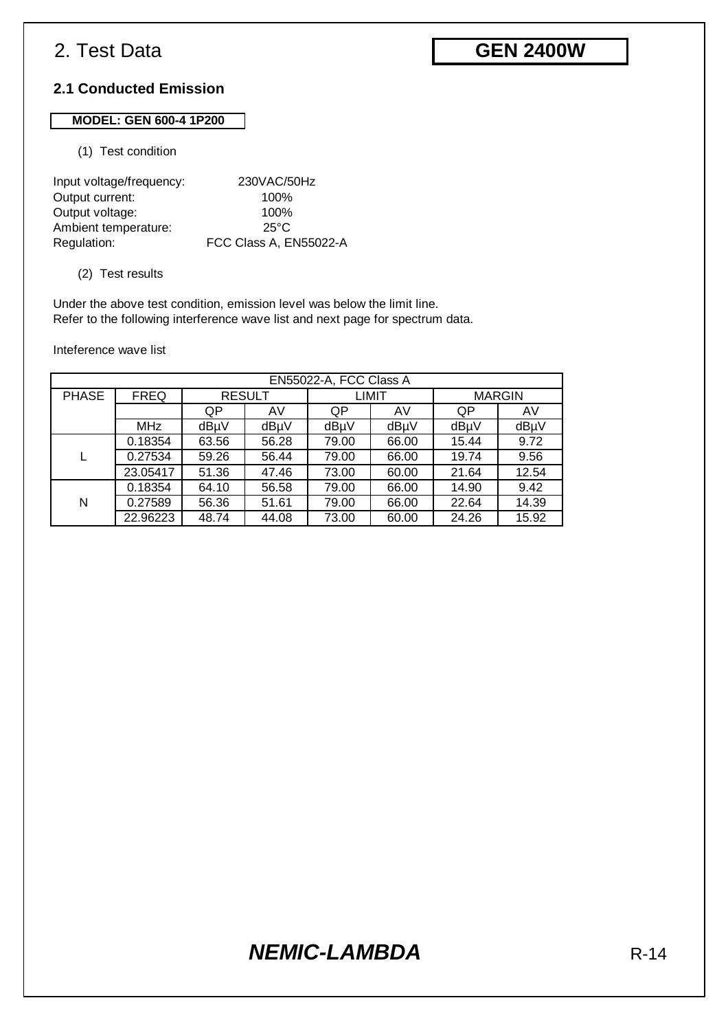# 2. Test Data

**GEN 2400W**

## 2.1 Conducted Emission

**MODEL: GEN 600-4 1P200**

(1) Test condition

Input voltage/frequency: 230VAC/50Hz
Output current: 100%
Output voltage: 100%
Ambient temperature: 25°C
Regulation: FCC Class A, EN55022-A

(2) Test results

Under the above test condition, emission level was below the limit line.
Refer to the following interference wave list and next page for spectrum data.

Inteference wave list

| EN55022-A, FCC Class A | | | | | | | |
|---|---|---|---|---|---|---|---|
| PHASE | FREQ | RESULT | | LIMIT | | MARGIN | |
| | | QP | AV | QP | AV | QP | AV |
| | MHz | dBμV | dBμV | dBμV | dBμV | dBμV | dBμV |
| L | 0.18354 | 63.56 | 56.28 | 79.00 | 66.00 | 15.44 | 9.72 |
| | 0.27534 | 59.26 | 56.44 | 79.00 | 66.00 | 19.74 | 9.56 |
| | 23.05417 | 51.36 | 47.46 | 73.00 | 60.00 | 21.64 | 12.54 |
| N | 0.18354 | 64.10 | 56.58 | 79.00 | 66.00 | 14.90 | 9.42 |
| | 0.27589 | 56.36 | 51.61 | 79.00 | 66.00 | 22.64 | 14.39 |
| | 22.96223 | 48.74 | 44.08 | 73.00 | 60.00 | 24.26 | 15.92 |

***NEMIC-LAMBDA***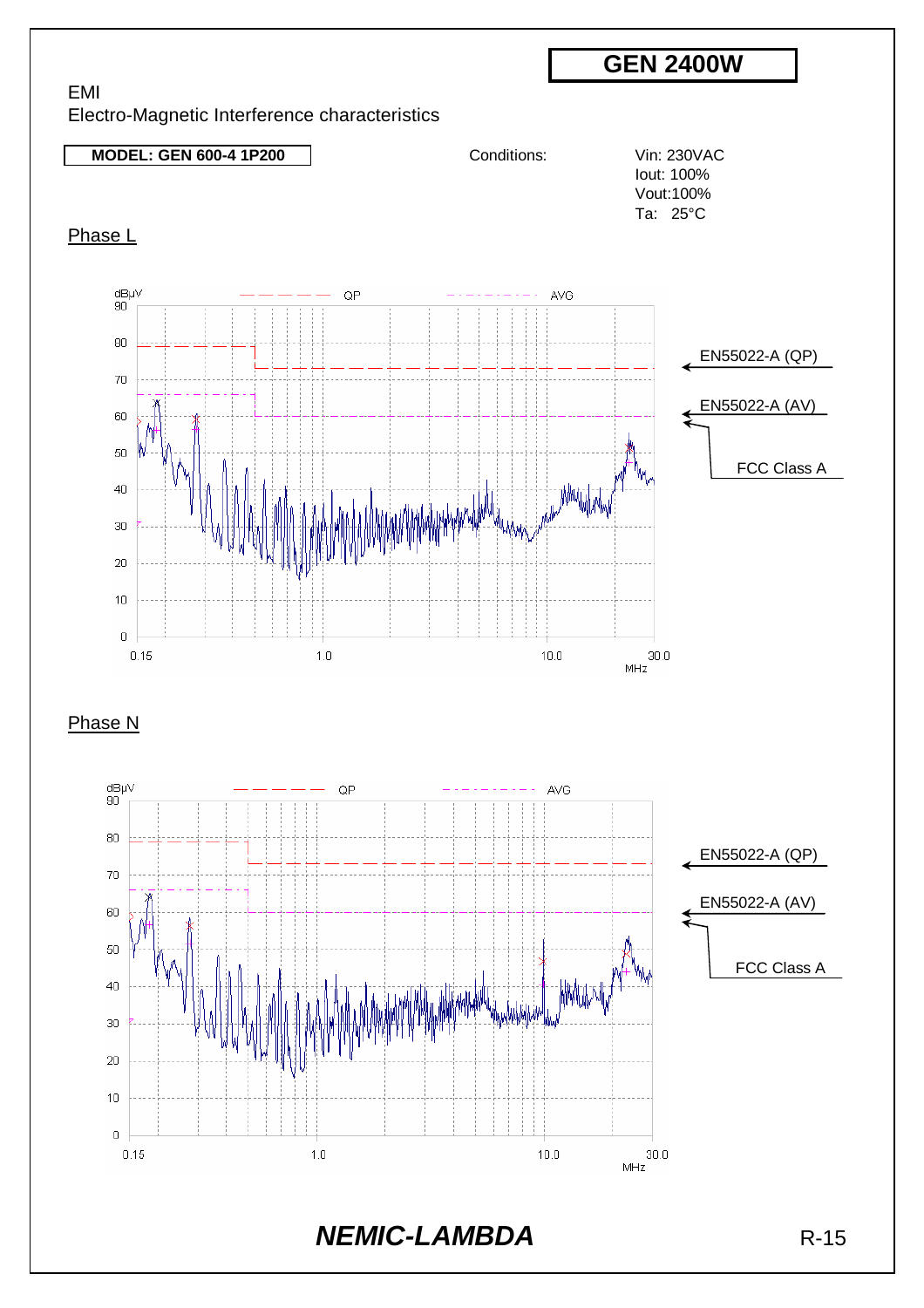# GEN 2400W

EMI

Electro-Magnetic Interference characteristics

**MODEL: GEN 600-4 1P200**

Conditions:

Vin: 230VAC
Iout: 100%
Vout:100%
Ta: 25°C

Phase L

dBμV — QP — AVG

EN55022-A (QP)

EN55022-A (AV)

FCC Class A

0.15 1.0 10.0 30.0 MHz

Phase N

dBμV — QP — AVG

EN55022-A (QP)

EN55022-A (AV)

FCC Class A

0.15 1.0 10.0 30.0 MHz

***NEMIC-LAMBDA***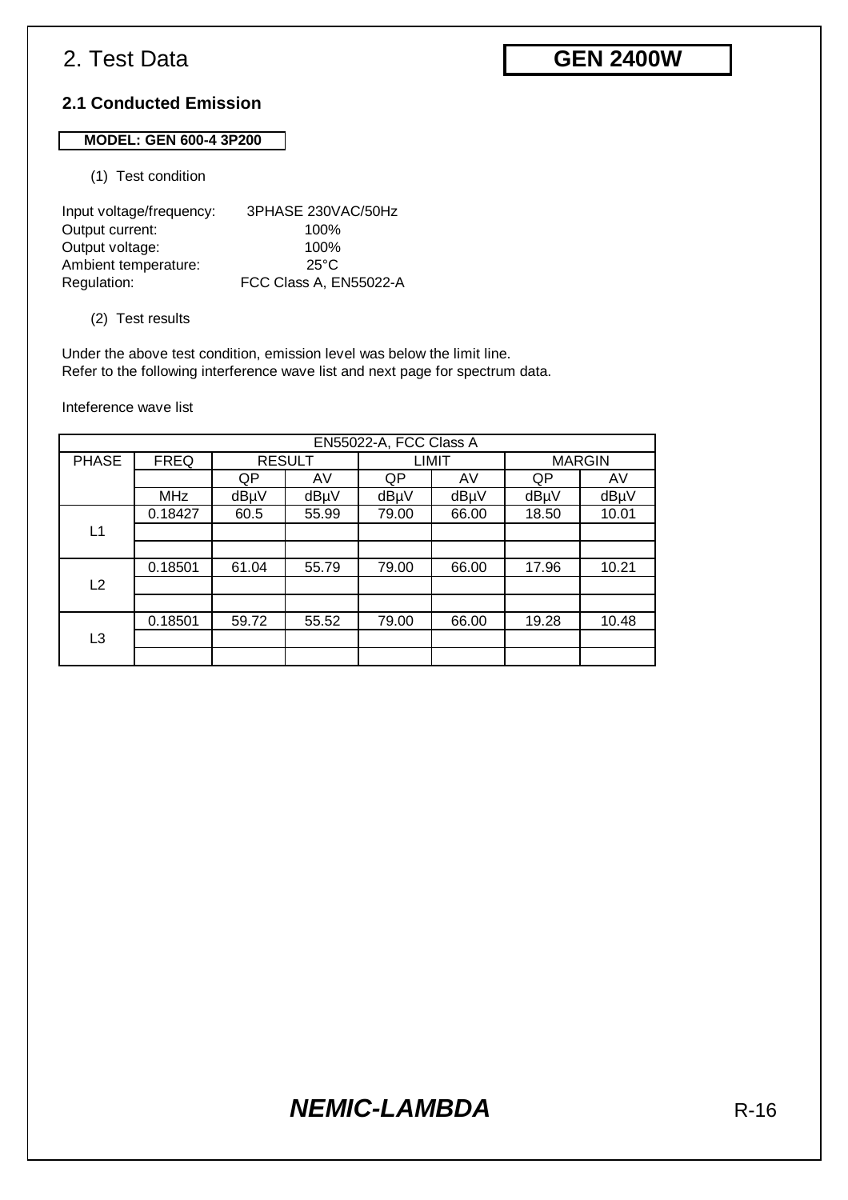# 2. Test Data

**GEN 2400W**

### 2.1 Conducted Emission

**MODEL: GEN 600-4 3P200**

(1) Test condition

Input voltage/frequency: 3PHASE 230VAC/50Hz
Output current: 100%
Output voltage: 100%
Ambient temperature: 25°C
Regulation: FCC Class A, EN55022-A

(2) Test results

Under the above test condition, emission level was below the limit line.
Refer to the following interference wave list and next page for spectrum data.

Inteference wave list

| EN55022-A, FCC Class A | | | | | | | |
|---|---|---|---|---|---|---|---|
| PHASE | FREQ | RESULT | | LIMIT | | MARGIN | |
| | | QP | AV | QP | AV | QP | AV |
| | MHz | dBμV | dBμV | dBμV | dBμV | dBμV | dBμV |
| L1 | 0.18427 | 60.5 | 55.99 | 79.00 | 66.00 | 18.50 | 10.01 |
| | | | | | | | |
| | | | | | | | |
| L2 | 0.18501 | 61.04 | 55.79 | 79.00 | 66.00 | 17.96 | 10.21 |
| | | | | | | | |
| | | | | | | | |
| L3 | 0.18501 | 59.72 | 55.52 | 79.00 | 66.00 | 19.28 | 10.48 |
| | | | | | | | |
| | | | | | | | |

***NEMIC-LAMBDA***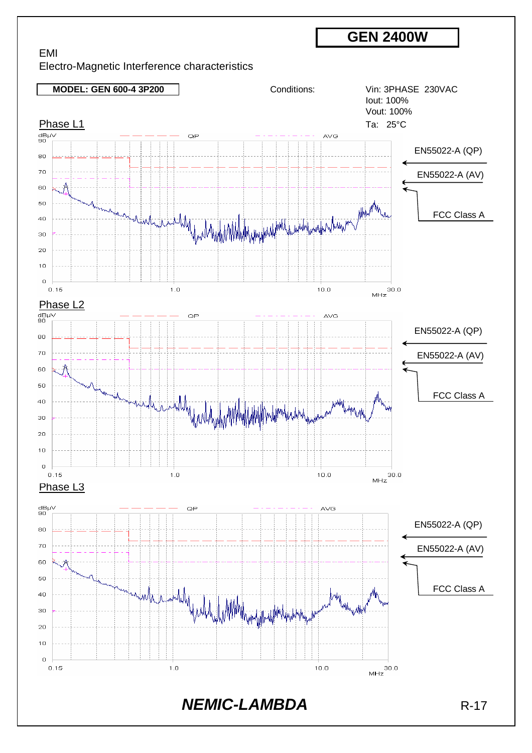**GEN 2400W**

EMI

Electro-Magnetic Interference characteristics

**MODEL: GEN 600-4 3P200**

Conditions:

Vin: 3PHASE 230VAC
Iout: 100%
Vout: 100%
Ta: 25°C

Phase L1

dBμV — QP — AVG

EN55022-A (QP)

EN55022-A (AV)

FCC Class A

0.15 1.0 10.0 30.0 MHz

Phase L2

dBμV — QP — AVG

EN55022-A (QP)

EN55022-A (AV)

FCC Class A

0.15 1.0 10.0 30.0 MHz

Phase L3

dBμV — QP — AVG

EN55022-A (QP)

EN55022-A (AV)

FCC Class A

0.15 1.0 10.0 30.0 MHz

***NEMIC-LAMBDA***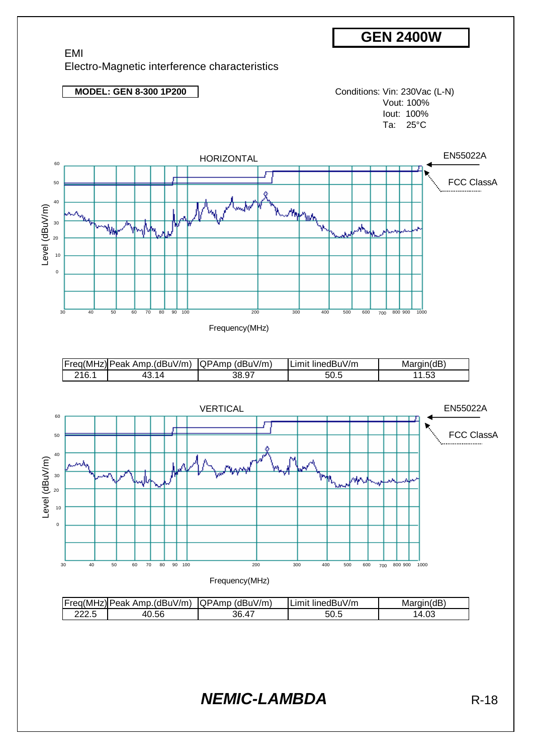# GEN 2400W

EMI

Electro-Magnetic interference characteristics

**MODEL: GEN 8-300 1P200**

Conditions: Vin: 230Vac (L-N)
Vout: 100%
Iout: 100%
Ta: 25°C

HORIZONTAL

EN55022A

FCC ClassA

Level (dBuV/m)

Frequency(MHz)

| Freq(MHz) | Peak Amp.(dBuV/m) | QPAmp (dBuV/m) | Limit linedBuV/m | Margin(dB) |
|---|---|---|---|---|
| 216.1 | 43.14 | 38.97 | 50.5 | 11.53 |

VERTICAL

EN55022A

FCC ClassA

Level (dBuV/m)

Frequency(MHz)

| Freq(MHz) | Peak Amp.(dBuV/m) | QPAmp (dBuV/m) | Limit linedBuV/m | Margin(dB) |
|---|---|---|---|---|
| 222.5 | 40.56 | 36.47 | 50.5 | 14.03 |

***NEMIC-LAMBDA***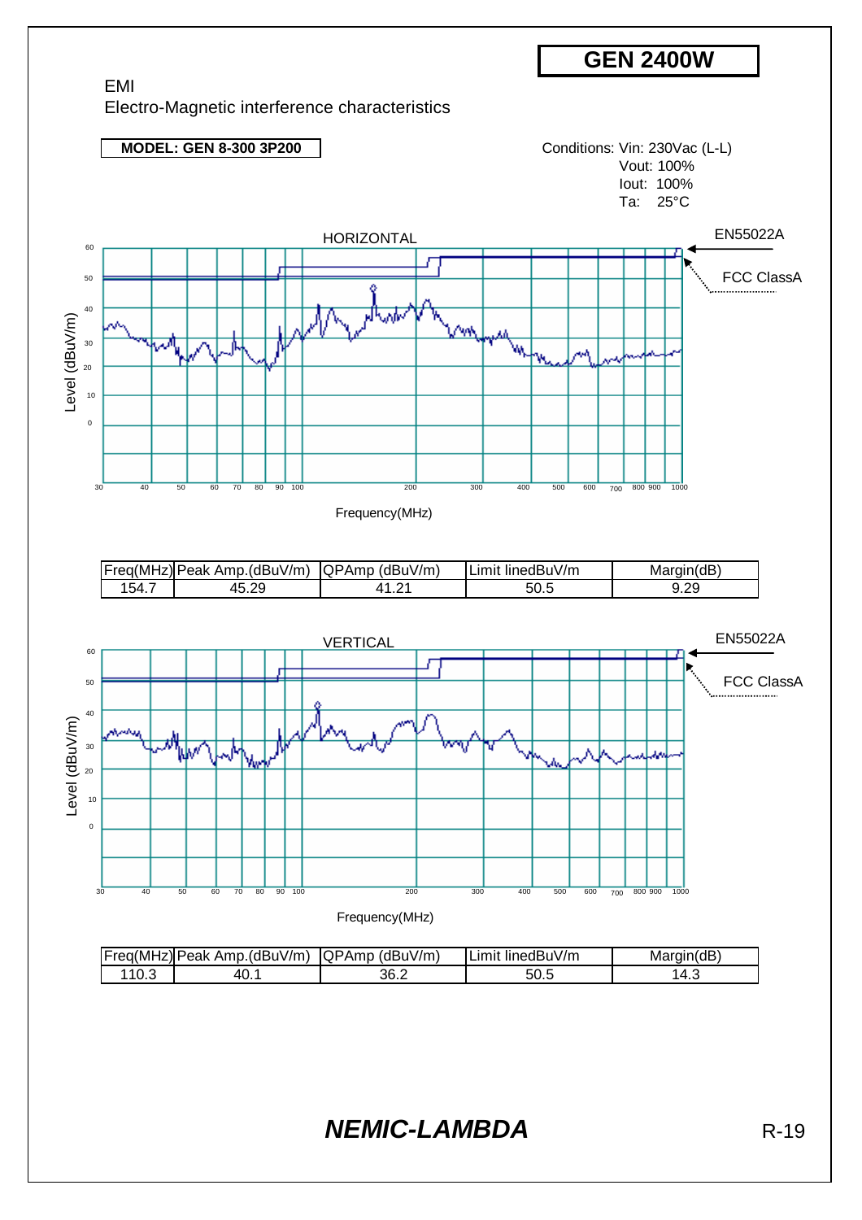# GEN 2400W

EMI

Electro-Magnetic interference characteristics

**MODEL: GEN 8-300 3P200**

Conditions: Vin: 230Vac (L-L)
Vout: 100%
Iout: 100%
Ta: 25°C

HORIZONTAL

EN55022A

FCC ClassA

Level (dBuV/m)

Frequency(MHz)

| Freq(MHz) | Peak Amp.(dBuV/m) | QPAmp (dBuV/m) | Limit linedBuV/m | Margin(dB) |
|---|---|---|---|---|
| 154.7 | 45.29 | 41.21 | 50.5 | 9.29 |

VERTICAL

EN55022A

FCC ClassA

Level (dBuV/m)

Frequency(MHz)

| Freq(MHz) | Peak Amp.(dBuV/m) | QPAmp (dBuV/m) | Limit linedBuV/m | Margin(dB) |
|---|---|---|---|---|
| 110.3 | 40.1 | 36.2 | 50.5 | 14.3 |

***NEMIC-LAMBDA***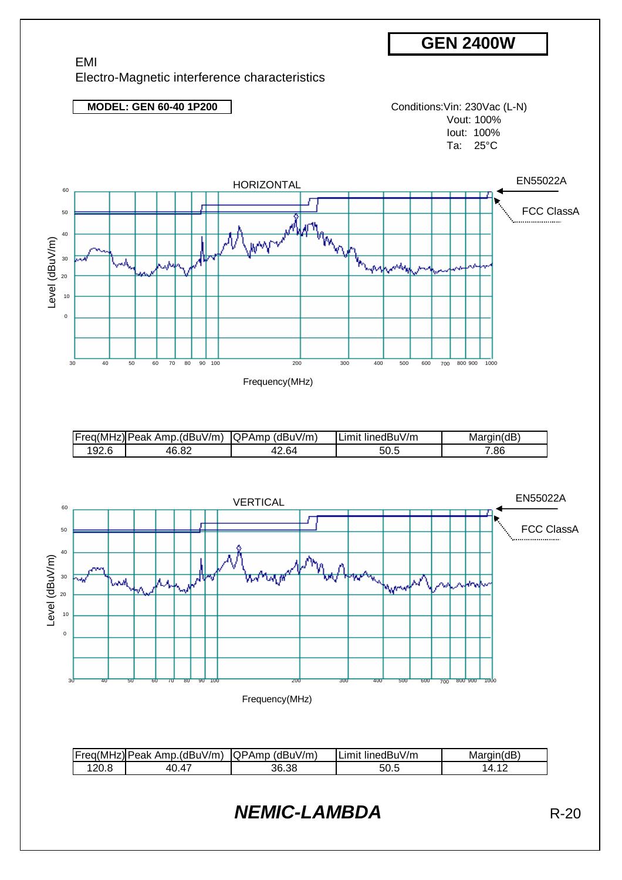# GEN 2400W

EMI

Electro-Magnetic interference characteristics

**MODEL: GEN 60-40 1P200**

Conditions: Vin: 230Vac (L-N)
Vout: 100%
Iout: 100%
Ta: 25°C

HORIZONTAL

EN55022A

FCC ClassA

Level (dBuV/m)

Frequency(MHz)

| Freq(MHz) | Peak Amp.(dBuV/m) | QPAmp (dBuV/m) | Limit linedBuV/m | Margin(dB) |
|---|---|---|---|---|
| 192.6 | 46.82 | 42.64 | 50.5 | 7.86 |

VERTICAL

EN55022A

FCC ClassA

Level (dBuV/m)

Frequency(MHz)

| Freq(MHz) | Peak Amp.(dBuV/m) | QPAmp (dBuV/m) | Limit linedBuV/m | Margin(dB) |
|---|---|---|---|---|
| 120.8 | 40.47 | 36.38 | 50.5 | 14.12 |

***NEMIC-LAMBDA***

R-20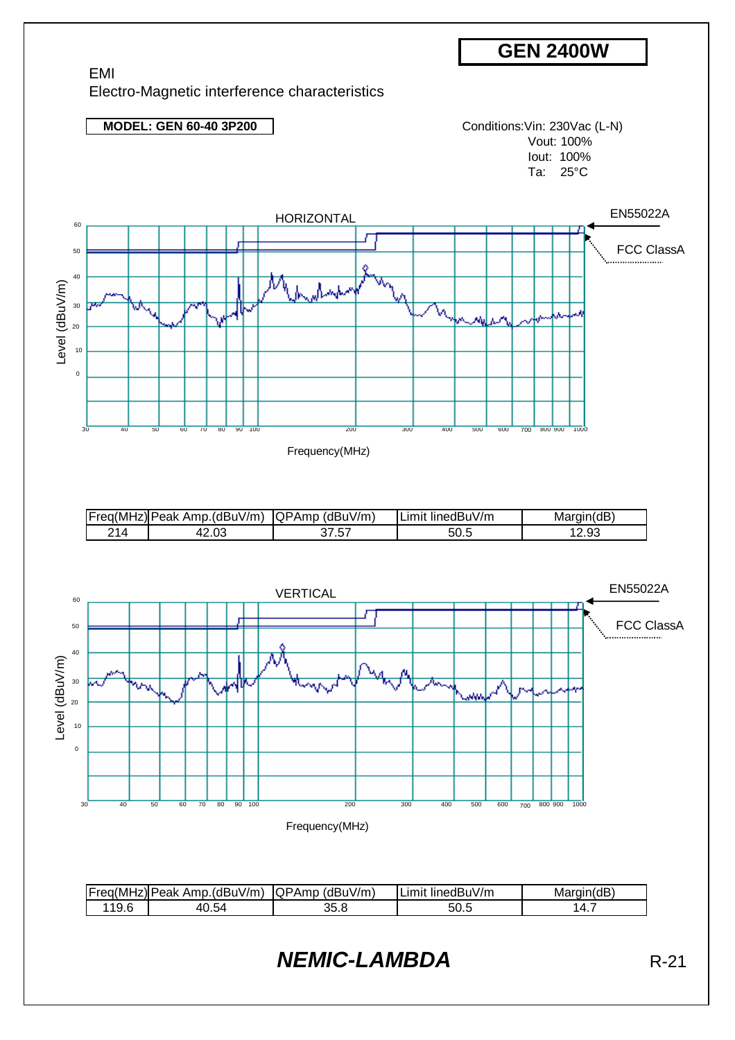# GEN 2400W

EMI

Electro-Magnetic interference characteristics

**MODEL: GEN 60-40 3P200**

Conditions: Vin: 230Vac (L-N)
Vout: 100%
Iout: 100%
Ta: 25°C

HORIZONTAL

EN55022A

FCC ClassA

Level (dBuV/m)

Frequency(MHz)

| Freq(MHz) | Peak Amp.(dBuV/m) | QPAmp (dBuV/m) | Limit linedBuV/m | Margin(dB) |
|---|---|---|---|---|
| 214 | 42.03 | 37.57 | 50.5 | 12.93 |

VERTICAL

EN55022A

FCC ClassA

Level (dBuV/m)

Frequency(MHz)

| Freq(MHz) | Peak Amp.(dBuV/m) | QPAmp (dBuV/m) | Limit linedBuV/m | Margin(dB) |
|---|---|---|---|---|
| 119.6 | 40.54 | 35.8 | 50.5 | 14.7 |

***NEMIC-LAMBDA***

R-21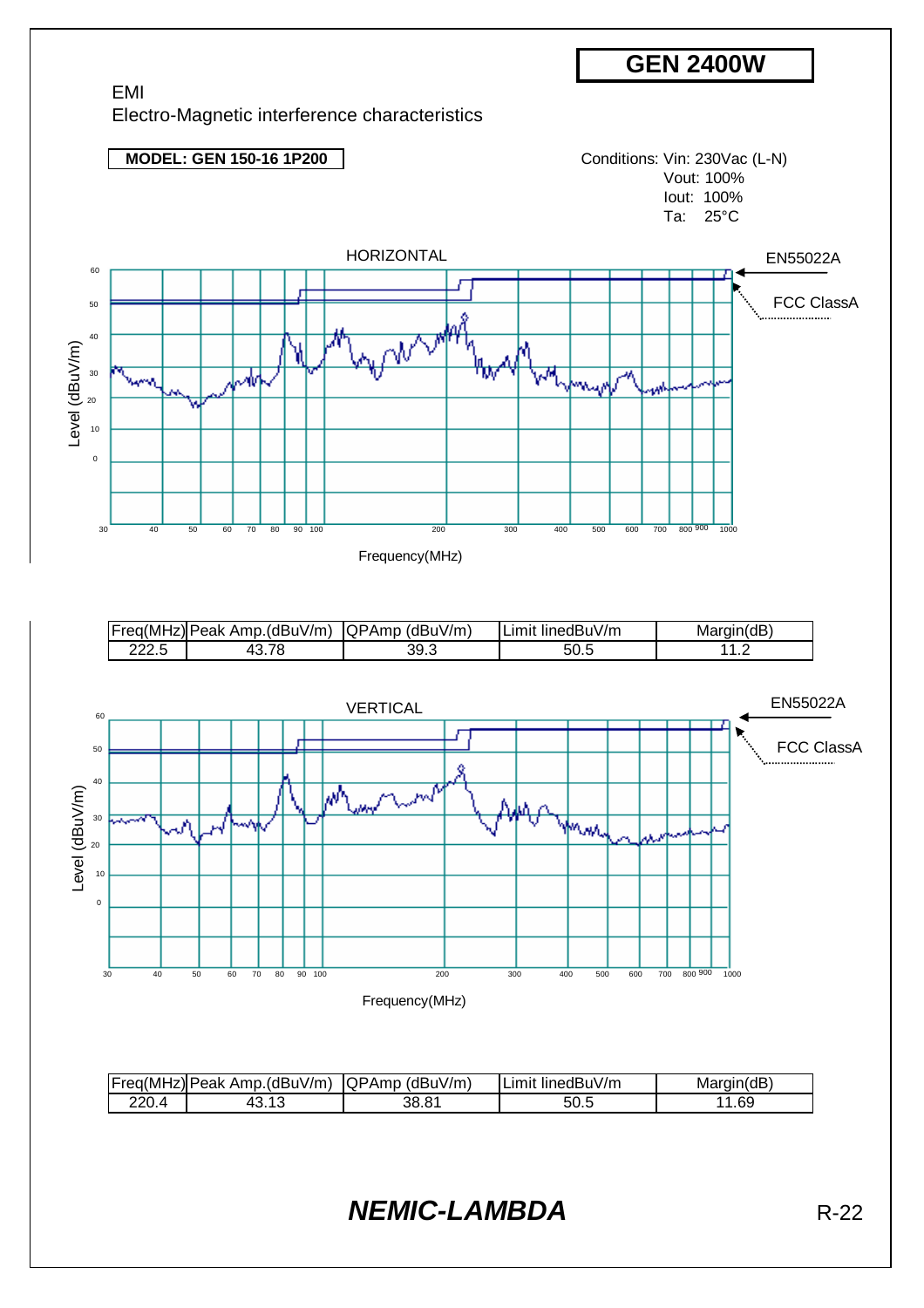# GEN 2400W

EMI

Electro-Magnetic interference characteristics

**MODEL: GEN 150-16 1P200**

Conditions: Vin: 230Vac (L-N)
Vout: 100%
Iout: 100%
Ta: 25°C

HORIZONTAL

EN55022A

FCC ClassA

| Freq(MHz) | Peak Amp.(dBuV/m) | QPAmp (dBuV/m) | Limit linedBuV/m | Margin(dB) |
|---|---|---|---|---|
| 222.5 | 43.78 | 39.3 | 50.5 | 11.2 |

VERTICAL

EN55022A

FCC ClassA

| Freq(MHz) | Peak Amp.(dBuV/m) | QPAmp (dBuV/m) | Limit linedBuV/m | Margin(dB) |
|---|---|---|---|---|
| 220.4 | 43.13 | 38.81 | 50.5 | 11.69 |

***NEMIC-LAMBDA***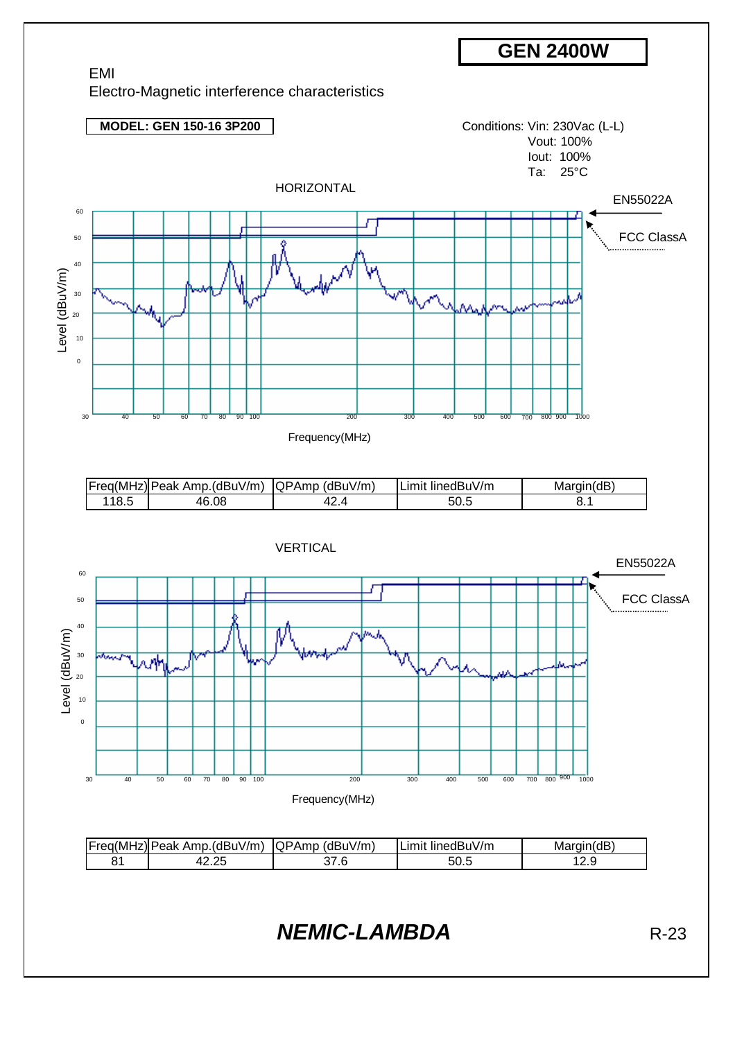# GEN 2400W

EMI

Electro-Magnetic interference characteristics

**MODEL: GEN 150-16 3P200**

Conditions: Vin: 230Vac (L-L)
Vout: 100%
Iout: 100%
Ta: 25°C

## HORIZONTAL

EN55022A

FCC ClassA

Level (dBuV/m)

Frequency(MHz)

| Freq(MHz) | Peak Amp.(dBuV/m) | QPAmp (dBuV/m) | Limit linedBuV/m | Margin(dB) |
|---|---|---|---|---|
| 118.5 | 46.08 | 42.4 | 50.5 | 8.1 |

## VERTICAL

EN55022A

FCC ClassA

Level (dBuV/m)

Frequency(MHz)

| Freq(MHz) | Peak Amp.(dBuV/m) | QPAmp (dBuV/m) | Limit linedBuV/m | Margin(dB) |
|---|---|---|---|---|
| 81 | 42.25 | 37.6 | 50.5 | 12.9 |

***NEMIC-LAMBDA***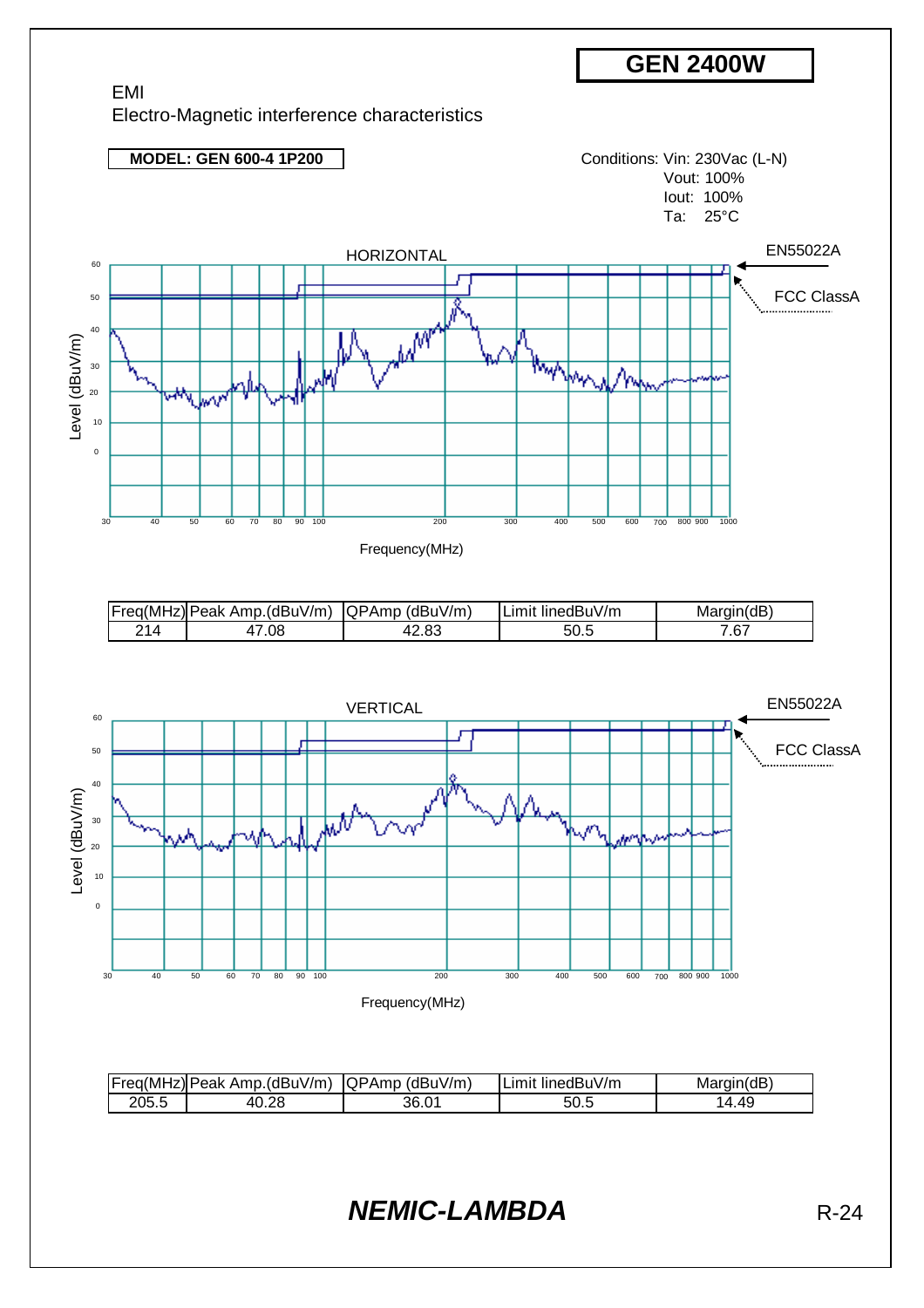# GEN 2400W

EMI
Electro-Magnetic interference characteristics

**MODEL: GEN 600-4 1P200**

Conditions: Vin: 230Vac (L-N)
Vout: 100%
Iout: 100%
Ta: 25°C

HORIZONTAL

EN55022A

FCC ClassA

Level (dBuV/m)

Frequency(MHz)

| Freq(MHz) | Peak Amp.(dBuV/m) | QPAmp (dBuV/m) | Limit linedBuV/m | Margin(dB) |
|---|---|---|---|---|
| 214 | 47.08 | 42.83 | 50.5 | 7.67 |

VERTICAL

EN55022A

FCC ClassA

Level (dBuV/m)

Frequency(MHz)

| Freq(MHz) | Peak Amp.(dBuV/m) | QPAmp (dBuV/m) | Limit linedBuV/m | Margin(dB) |
|---|---|---|---|---|
| 205.5 | 40.28 | 36.01 | 50.5 | 14.49 |

***NEMIC-LAMBDA***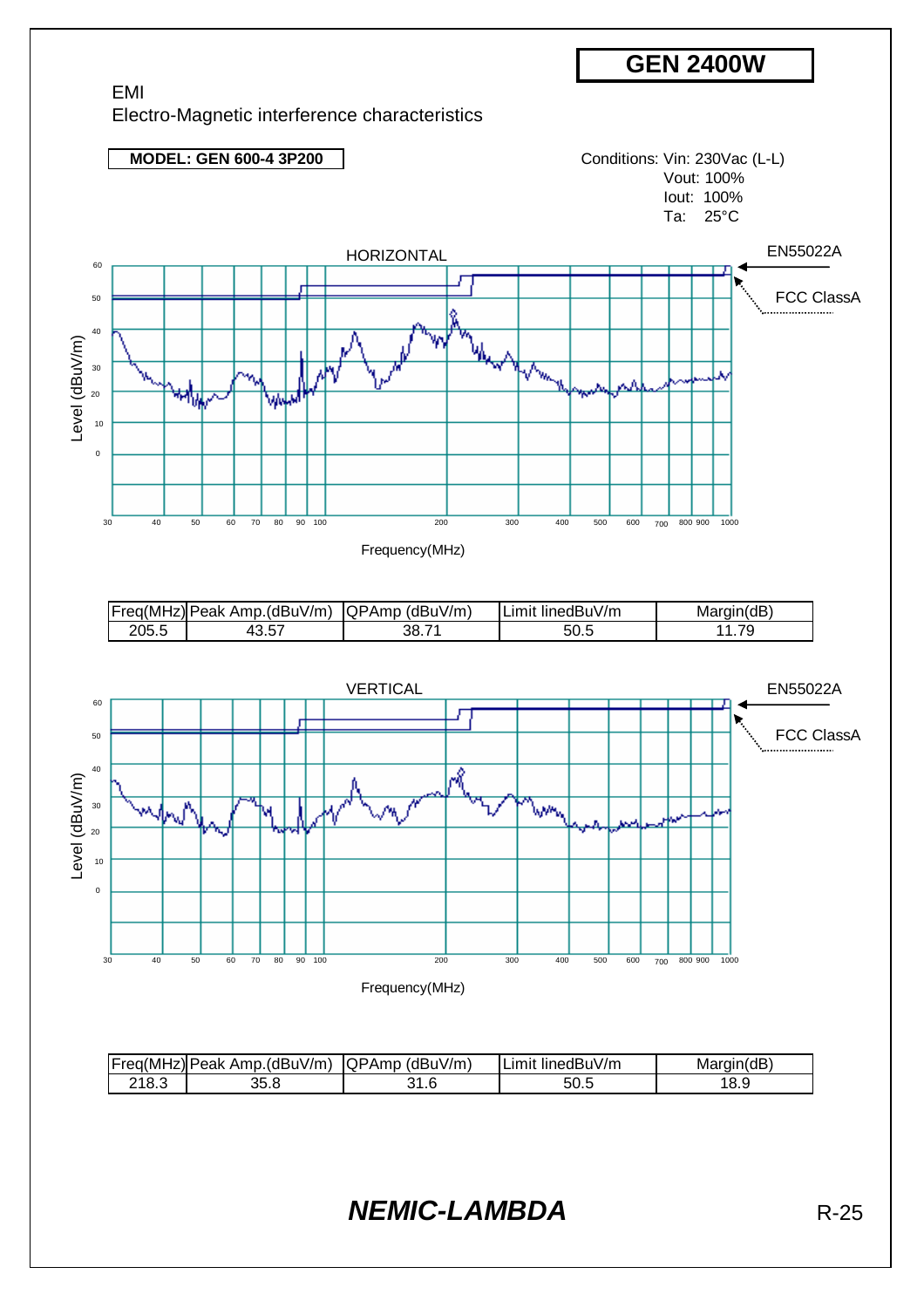# GEN 2400W

EMI

Electro-Magnetic interference characteristics

**MODEL: GEN 600-4 3P200**

Conditions: Vin: 230Vac (L-L)
Vout: 100%
Iout: 100%
Ta: 25°C

HORIZONTAL

EN55022A

FCC ClassA

Level (dBuV/m)

60
50
40
30
20
10
0

30 40 50 60 70 80 90 100 200 300 400 500 600 700 800 900 1000

Frequency(MHz)

| Freq(MHz) | Peak Amp.(dBuV/m) | QPAmp (dBuV/m) | Limit linedBuV/m | Margin(dB) |
|---|---|---|---|---|
| 205.5 | 43.57 | 38.71 | 50.5 | 11.79 |

VERTICAL

EN55022A

FCC ClassA

Level (dBuV/m)

60
50
40
30
20
10
0

30 40 50 60 70 80 90 100 200 300 400 500 600 700 800 900 1000

Frequency(MHz)

| Freq(MHz) | Peak Amp.(dBuV/m) | QPAmp (dBuV/m) | Limit linedBuV/m | Margin(dB) |
|---|---|---|---|---|
| 218.3 | 35.8 | 31.6 | 50.5 | 18.9 |

***NEMIC-LAMBDA***